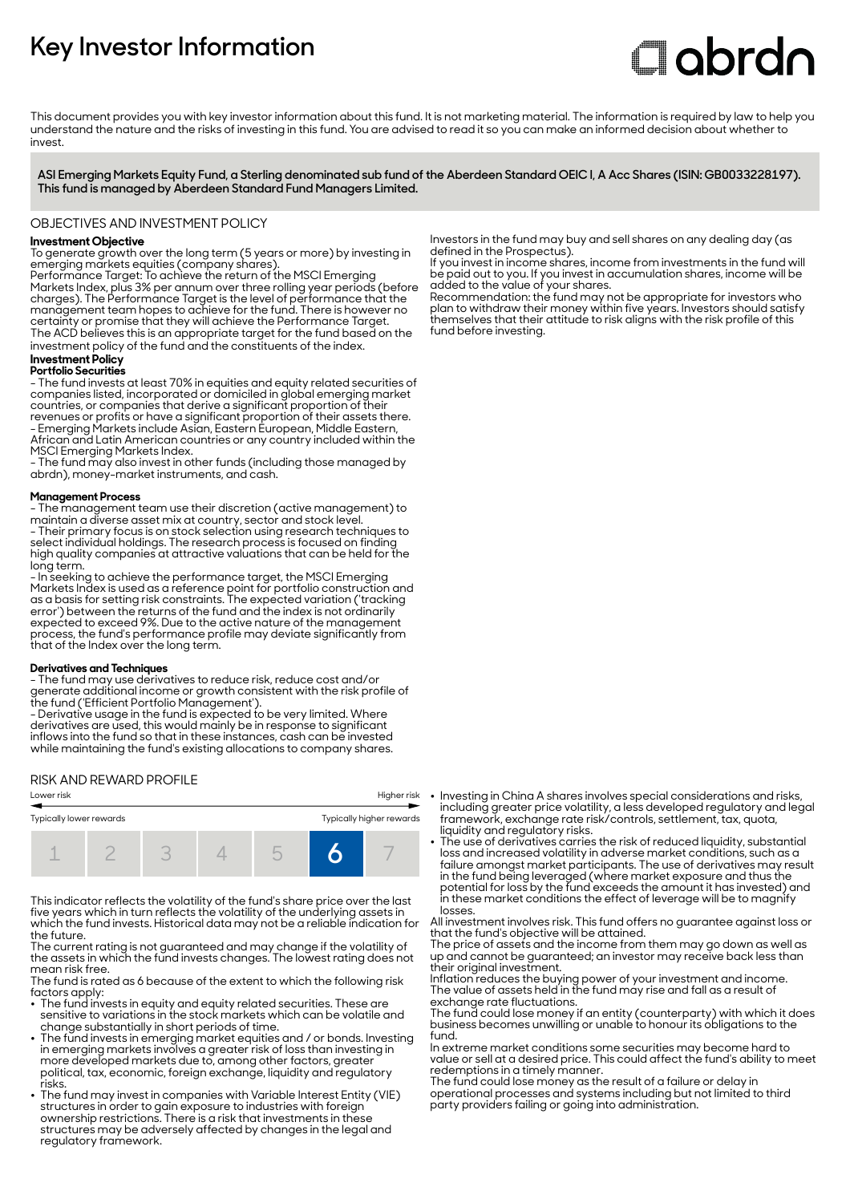# Key Investor Information

This document provides you with key investor information about this fund. It is not marketing material. The information is required by law to help you understand the nature and the risks of investing in this fund. You are advised to read it so you can make an informed decision about whether to invest.

**ASI Emerging Markets Equity Fund, a Sterling denominated sub fund of the Aberdeen Standard OEIC I, A Acc Shares (ISIN: GB0033228197). This fund is managed by Aberdeen Standard Fund Managers Limited.**

## OBJECTIVES AND INVESTMENT POLICY

**Investment Objective**

To generate growth over the long term (5 years or more) by investing in emerging markets equities (company shares).

Performance Target: To achieve the return of the MSCI Emerging Markets Index, plus 3% per annum over three rolling year periods (before charges). The Performance Target is the level of performance that the management team hopes to achieve for the fund. There is however no certainty or promise that they will achieve the Performance Target.

The ACD believes this is an appropriate target for the fund based on the investment policy of the fund and the constituents of the index.

**Investment Policy**

**Portfolio Securities**

- The fund invests at least 70% in equities and equity related securities of companies listed, incorporated or domiciled in global emerging market countries, or companies that derive a significant proportion of their revenues or profits or have a significant proportion of their assets there.
- Emerging Markets include Asian, Eastern European, Middle Eastern, African and Latin American countries or any country included within the MSCI Emerging Markets Index.
- The fund may also invest in other funds (including those managed by abrdn), money-market instruments, and cash.

**Management Process**

- The management team use their discretion (active management) to maintain a diverse asset mix at country, sector and stock level.
- Their primary focus is on stock selection using research techniques to select individual holdings. The research process is focused on finding high quality companies at attractive valuations that can be held for the long term.
- In seeking to achieve the performance target, the MSCI Emerging Markets Index is used as a reference point for portfolio construction and as a basis for setting risk constraints. The expected variation ('tracking error') between the returns of the fund and the index is not ordinarily expected to exceed 9%. Due to the active nature of the management process, the fund's performance profile may deviate significantly from that of the Index over the long term.

**Derivatives and Techniques**

- The fund may use derivatives to reduce risk, reduce cost and/or generate additional income or growth consistent with the risk profile of the fund ('Efficient Portfolio Management').
- Derivative usage in the fund is expected to be very limited. Where derivatives are used, this would mainly be in response to significant inflows into the fund so that in these instances, cash can be invested while maintaining the fund's existing allocations to company shares.

Investors in the fund may buy and sell shares on any dealing day (as defined in the Prospectus).

If you invest in income shares, income from investments in the fund will be paid out to you. If you invest in accumulation shares, income will be added to the value of your shares.

Recommendation: the fund may not be appropriate for investors who plan to withdraw their money within five years. Investors should satisfy themselves that their attitude to risk aligns with the risk profile of this fund before investing.

## RISK AND REWARD PROFILE

Lower risk — Higher risk

Typically lower rewards — Typically higher rewards

| 1 | 2 | 3 | 4 | 5 | **6** | 7 |
|---|---|---|---|---|---|---|

This indicator reflects the volatility of the fund's share price over the last five years which in turn reflects the volatility of the underlying assets in which the fund invests. Historical data may not be a reliable indication for the future.

The current rating is not guaranteed and may change if the volatility of the assets in which the fund invests changes. The lowest rating does not mean risk free.

The fund is rated as 6 because of the extent to which the following risk factors apply:

- The fund invests in equity and equity related securities. These are sensitive to variations in the stock markets which can be volatile and change substantially in short periods of time.
- The fund invests in emerging market equities and / or bonds. Investing in emerging markets involves a greater risk of loss than investing in more developed markets due to, among other factors, greater political, tax, economic, foreign exchange, liquidity and regulatory risks.
- The fund may invest in companies with Variable Interest Entity (VIE) structures in order to gain exposure to industries with foreign ownership restrictions. There is a risk that investments in these structures may be adversely affected by changes in the legal and regulatory framework.
- Investing in China A shares involves special considerations and risks, including greater price volatility, a less developed regulatory and legal framework, exchange rate risk/controls, settlement, tax, quota, liquidity and regulatory risks.
- The use of derivatives carries the risk of reduced liquidity, substantial loss and increased volatility in adverse market conditions, such as a failure amongst market participants. The use of derivatives may result in the fund being leveraged (where market exposure and thus the potential for loss by the fund exceeds the amount it has invested) and in these market conditions the effect of leverage will be to magnify losses.

All investment involves risk. This fund offers no guarantee against loss or that the fund's objective will be attained.

The price of assets and the income from them may go down as well as up and cannot be guaranteed; an investor may receive back less than their original investment.

Inflation reduces the buying power of your investment and income.

The value of assets held in the fund may rise and fall as a result of exchange rate fluctuations.

The fund could lose money if an entity (counterparty) with which it does business becomes unwilling or unable to honour its obligations to the fund.

In extreme market conditions some securities may become hard to value or sell at a desired price. This could affect the fund's ability to meet redemptions in a timely manner.

The fund could lose money as the result of a failure or delay in operational processes and systems including but not limited to third party providers failing or going into administration.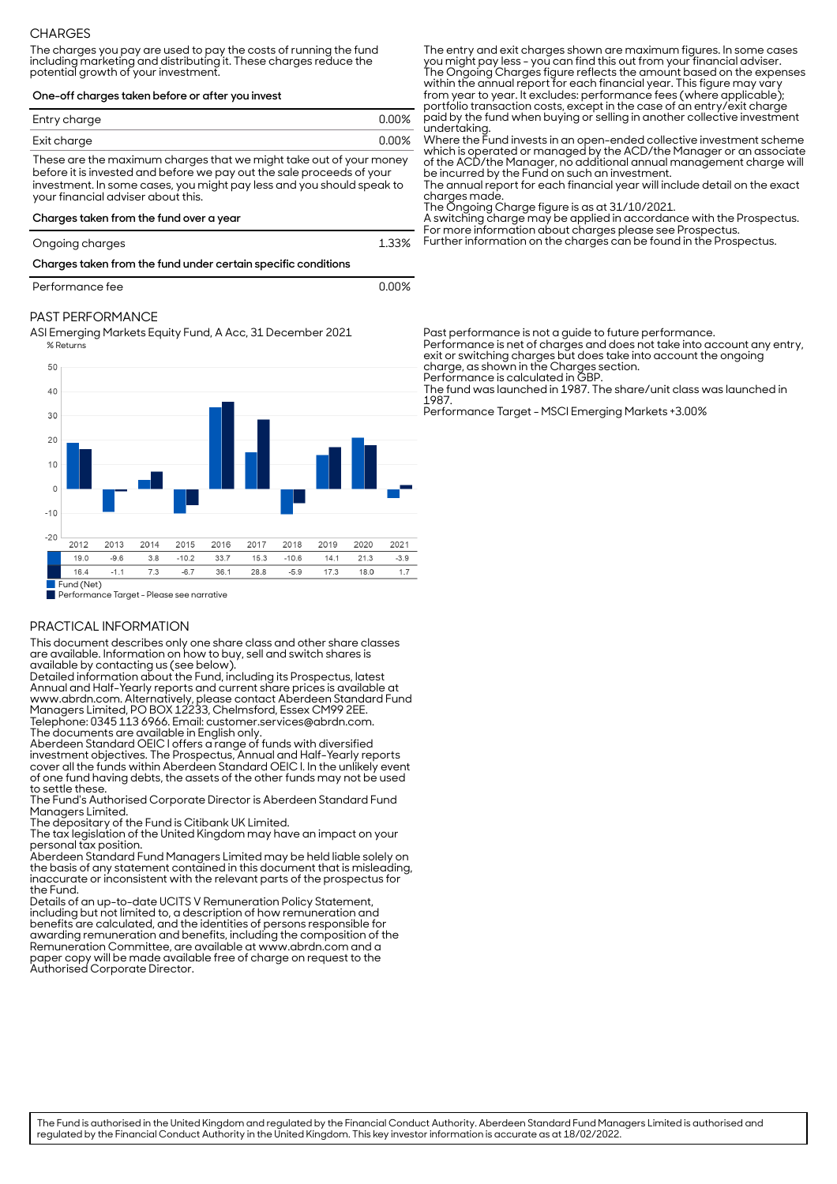## CHARGES

The charges you pay are used to pay the costs of running the fund including marketing and distributing it. These charges reduce the potential growth of your investment.

| One-off charges taken before or after you invest | |
|---|---|
| Entry charge | 0.00% |
| Exit charge | 0.00% |

These are the maximum charges that we might take out of your money before it is invested and before we pay out the sale proceeds of your investment. In some cases, you might pay less and you should speak to your financial adviser about this.

| Charges taken from the fund over a year | |
|---|---|
| Ongoing charges | 1.33% |

| Charges taken from the fund under certain specific conditions | |
|---|---|
| Performance fee | 0.00% |

The entry and exit charges shown are maximum figures. In some cases you might pay less - you can find this out from your financial adviser.
The Ongoing Charges figure reflects the amount based on the expenses within the annual report for each financial year. This figure may vary from year to year. It excludes: performance fees (where applicable); portfolio transaction costs, except in the case of an entry/exit charge paid by the fund when buying or selling in another collective investment undertaking.
Where the Fund invests in an open-ended collective investment scheme which is operated or managed by the ACD/the Manager or an associate of the ACD/the Manager, no additional annual management charge will be incurred by the Fund on such an investment.
The annual report for each financial year will include detail on the exact charges made.
The Ongoing Charge figure is as at 31/10/2021.
A switching charge may be applied in accordance with the Prospectus.
For more information about charges please see Prospectus.
Further information on the charges can be found in the Prospectus.

## PAST PERFORMANCE

ASI Emerging Markets Equity Fund, A Acc, 31 December 2021

% Returns

50
40
30
20
10
0
-10
-20

| | 2012 | 2013 | 2014 | 2015 | 2016 | 2017 | 2018 | 2019 | 2020 | 2021 |
|---|---|---|---|---|---|---|---|---|---|---|
| Fund (Net) | 19.0 | -9.6 | 3.8 | -10.2 | 33.7 | 15.3 | -10.6 | 14.1 | 21.3 | -3.9 |
| Performance Target - Please see narrative | 16.4 | -1.1 | 7.3 | -6.7 | 36.1 | 28.8 | -5.9 | 17.3 | 18.0 | 1.7 |

Past performance is not a guide to future performance.
Performance is net of charges and does not take into account any entry, exit or switching charges but does take into account the ongoing charge, as shown in the Charges section.
Performance is calculated in GBP.
The fund was launched in 1987. The share/unit class was launched in 1987.
Performance Target - MSCI Emerging Markets +3.00%

## PRACTICAL INFORMATION

This document describes only one share class and other share classes are available. Information on how to buy, sell and switch shares is available by contacting us (see below).
Detailed information about the Fund, including its Prospectus, latest Annual and Half-Yearly reports and current share prices is available at www.abrdn.com. Alternatively, please contact Aberdeen Standard Fund Managers Limited, PO BOX 12233, Chelmsford, Essex CM99 2EE. Telephone: 0345 113 6966. Email: customer.services@abrdn.com.
The documents are available in English only.
Aberdeen Standard OEIC I offers a range of funds with diversified investment objectives. The Prospectus, Annual and Half-Yearly reports cover all the funds within Aberdeen Standard OEIC I. In the unlikely event of one fund having debts, the assets of the other funds may not be used to settle these.
The Fund's Authorised Corporate Director is Aberdeen Standard Fund Managers Limited.
The depositary of the Fund is Citibank UK Limited.
The tax legislation of the United Kingdom may have an impact on your personal tax position.
Aberdeen Standard Fund Managers Limited may be held liable solely on the basis of any statement contained in this document that is misleading, inaccurate or inconsistent with the relevant parts of the prospectus for the Fund.
Details of an up-to-date UCITS V Remuneration Policy Statement, including but not limited to, a description of how remuneration and benefits are calculated, and the identities of persons responsible for awarding remuneration and benefits, including the composition of the Remuneration Committee, are available at www.abrdn.com and a paper copy will be made available free of charge on request to the Authorised Corporate Director.

The Fund is authorised in the United Kingdom and regulated by the Financial Conduct Authority. Aberdeen Standard Fund Managers Limited is authorised and regulated by the Financial Conduct Authority in the United Kingdom. This key investor information is accurate as at 18/02/2022.